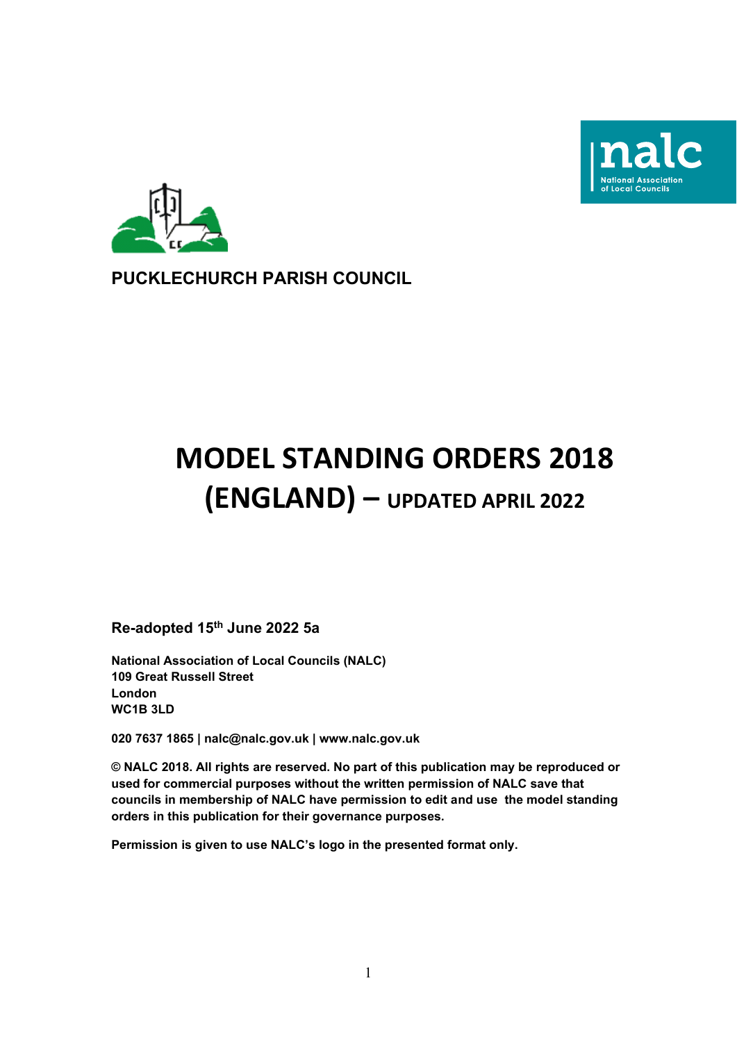**PUCKLECHURCH PARISH COUNCIL**

# MODEL STANDING ORDERS 2018 (ENGLAND) – UPDATED APRIL 2022

**Re-adopted 15th June 2022 5a**

**National Association of Local Councils (NALC)**
**109 Great Russell Street**
**London**
**WC1B 3LD**

**020 7637 1865 | nalc@nalc.gov.uk | www.nalc.gov.uk**

**© NALC 2018. All rights are reserved. No part of this publication may be reproduced or used for commercial purposes without the written permission of NALC save that councils in membership of NALC have permission to edit and use the model standing orders in this publication for their governance purposes.**

**Permission is given to use NALC's logo in the presented format only.**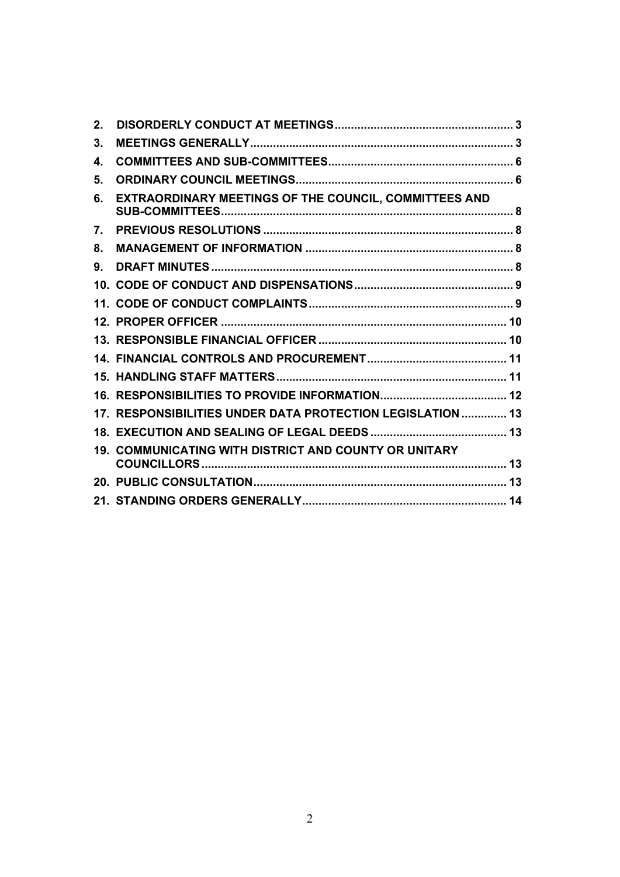| | | |
|---|---|---|
| **2.** | **DISORDERLY CONDUCT AT MEETINGS** | **3** |
| **3.** | **MEETINGS GENERALLY** | **3** |
| **4.** | **COMMITTEES AND SUB-COMMITTEES** | **6** |
| **5.** | **ORDINARY COUNCIL MEETINGS** | **6** |
| **6.** | **EXTRAORDINARY MEETINGS OF THE COUNCIL, COMMITTEES AND SUB-COMMITTEES** | **8** |
| **7.** | **PREVIOUS RESOLUTIONS** | **8** |
| **8.** | **MANAGEMENT OF INFORMATION** | **8** |
| **9.** | **DRAFT MINUTES** | **8** |
| **10.** | **CODE OF CONDUCT AND DISPENSATIONS** | **9** |
| **11.** | **CODE OF CONDUCT COMPLAINTS** | **9** |
| **12.** | **PROPER OFFICER** | **10** |
| **13.** | **RESPONSIBLE FINANCIAL OFFICER** | **10** |
| **14.** | **FINANCIAL CONTROLS AND PROCUREMENT** | **11** |
| **15.** | **HANDLING STAFF MATTERS** | **11** |
| **16.** | **RESPONSIBILITIES TO PROVIDE INFORMATION** | **12** |
| **17.** | **RESPONSIBILITIES UNDER DATA PROTECTION LEGISLATION** | **13** |
| **18.** | **EXECUTION AND SEALING OF LEGAL DEEDS** | **13** |
| **19.** | **COMMUNICATING WITH DISTRICT AND COUNTY OR UNITARY COUNCILLORS** | **13** |
| **20.** | **PUBLIC CONSULTATION** | **13** |
| **21.** | **STANDING ORDERS GENERALLY** | **14** |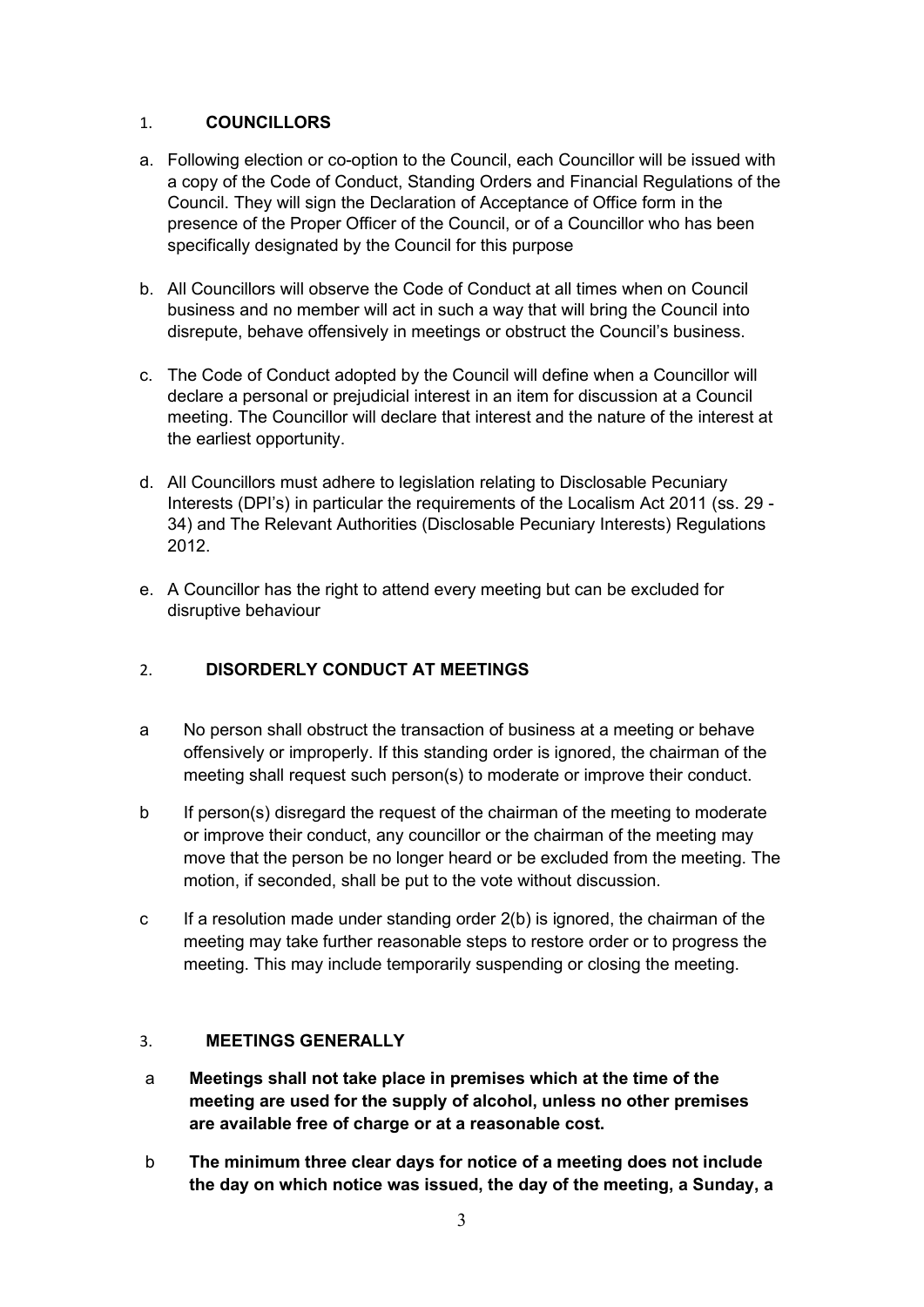## 1. COUNCILLORS

a. Following election or co-option to the Council, each Councillor will be issued with a copy of the Code of Conduct, Standing Orders and Financial Regulations of the Council. They will sign the Declaration of Acceptance of Office form in the presence of the Proper Officer of the Council, or of a Councillor who has been specifically designated by the Council for this purpose

b. All Councillors will observe the Code of Conduct at all times when on Council business and no member will act in such a way that will bring the Council into disrepute, behave offensively in meetings or obstruct the Council's business.

c. The Code of Conduct adopted by the Council will define when a Councillor will declare a personal or prejudicial interest in an item for discussion at a Council meeting. The Councillor will declare that interest and the nature of the interest at the earliest opportunity.

d. All Councillors must adhere to legislation relating to Disclosable Pecuniary Interests (DPI's) in particular the requirements of the Localism Act 2011 (ss. 29 - 34) and The Relevant Authorities (Disclosable Pecuniary Interests) Regulations 2012.

e. A Councillor has the right to attend every meeting but can be excluded for disruptive behaviour

## 2. DISORDERLY CONDUCT AT MEETINGS

a No person shall obstruct the transaction of business at a meeting or behave offensively or improperly. If this standing order is ignored, the chairman of the meeting shall request such person(s) to moderate or improve their conduct.

b If person(s) disregard the request of the chairman of the meeting to moderate or improve their conduct, any councillor or the chairman of the meeting may move that the person be no longer heard or be excluded from the meeting. The motion, if seconded, shall be put to the vote without discussion.

c If a resolution made under standing order 2(b) is ignored, the chairman of the meeting may take further reasonable steps to restore order or to progress the meeting. This may include temporarily suspending or closing the meeting.

## 3. MEETINGS GENERALLY

a **Meetings shall not take place in premises which at the time of the meeting are used for the supply of alcohol, unless no other premises are available free of charge or at a reasonable cost.**

b **The minimum three clear days for notice of a meeting does not include the day on which notice was issued, the day of the meeting, a Sunday, a**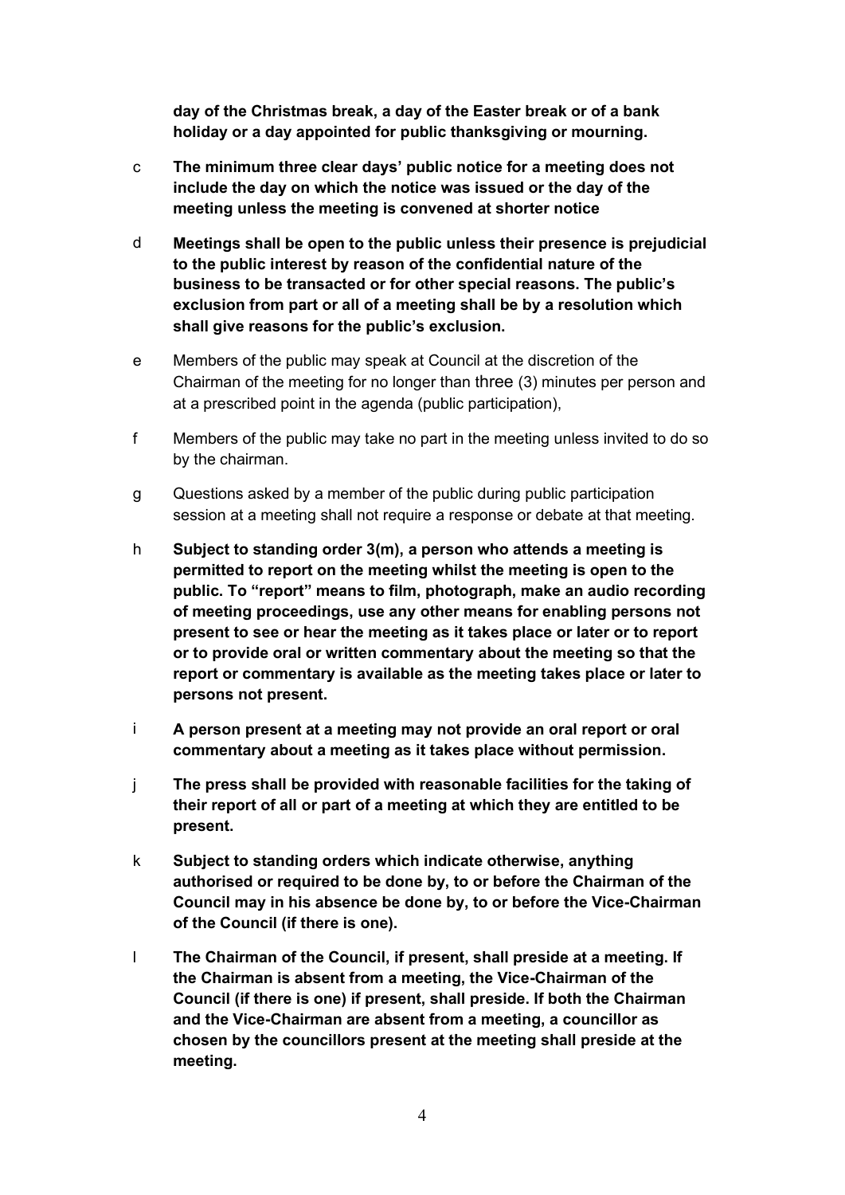**day of the Christmas break, a day of the Easter break or of a bank holiday or a day appointed for public thanksgiving or mourning.**

c **The minimum three clear days' public notice for a meeting does not include the day on which the notice was issued or the day of the meeting unless the meeting is convened at shorter notice**

d **Meetings shall be open to the public unless their presence is prejudicial to the public interest by reason of the confidential nature of the business to be transacted or for other special reasons. The public's exclusion from part or all of a meeting shall be by a resolution which shall give reasons for the public's exclusion.**

e Members of the public may speak at Council at the discretion of the Chairman of the meeting for no longer than three (3) minutes per person and at a prescribed point in the agenda (public participation),

f Members of the public may take no part in the meeting unless invited to do so by the chairman.

g Questions asked by a member of the public during public participation session at a meeting shall not require a response or debate at that meeting.

h **Subject to standing order 3(m), a person who attends a meeting is permitted to report on the meeting whilst the meeting is open to the public. To "report" means to film, photograph, make an audio recording of meeting proceedings, use any other means for enabling persons not present to see or hear the meeting as it takes place or later or to report or to provide oral or written commentary about the meeting so that the report or commentary is available as the meeting takes place or later to persons not present.**

i **A person present at a meeting may not provide an oral report or oral commentary about a meeting as it takes place without permission.**

j **The press shall be provided with reasonable facilities for the taking of their report of all or part of a meeting at which they are entitled to be present.**

k **Subject to standing orders which indicate otherwise, anything authorised or required to be done by, to or before the Chairman of the Council may in his absence be done by, to or before the Vice-Chairman of the Council (if there is one).**

l **The Chairman of the Council, if present, shall preside at a meeting. If the Chairman is absent from a meeting, the Vice-Chairman of the Council (if there is one) if present, shall preside. If both the Chairman and the Vice-Chairman are absent from a meeting, a councillor as chosen by the councillors present at the meeting shall preside at the meeting.**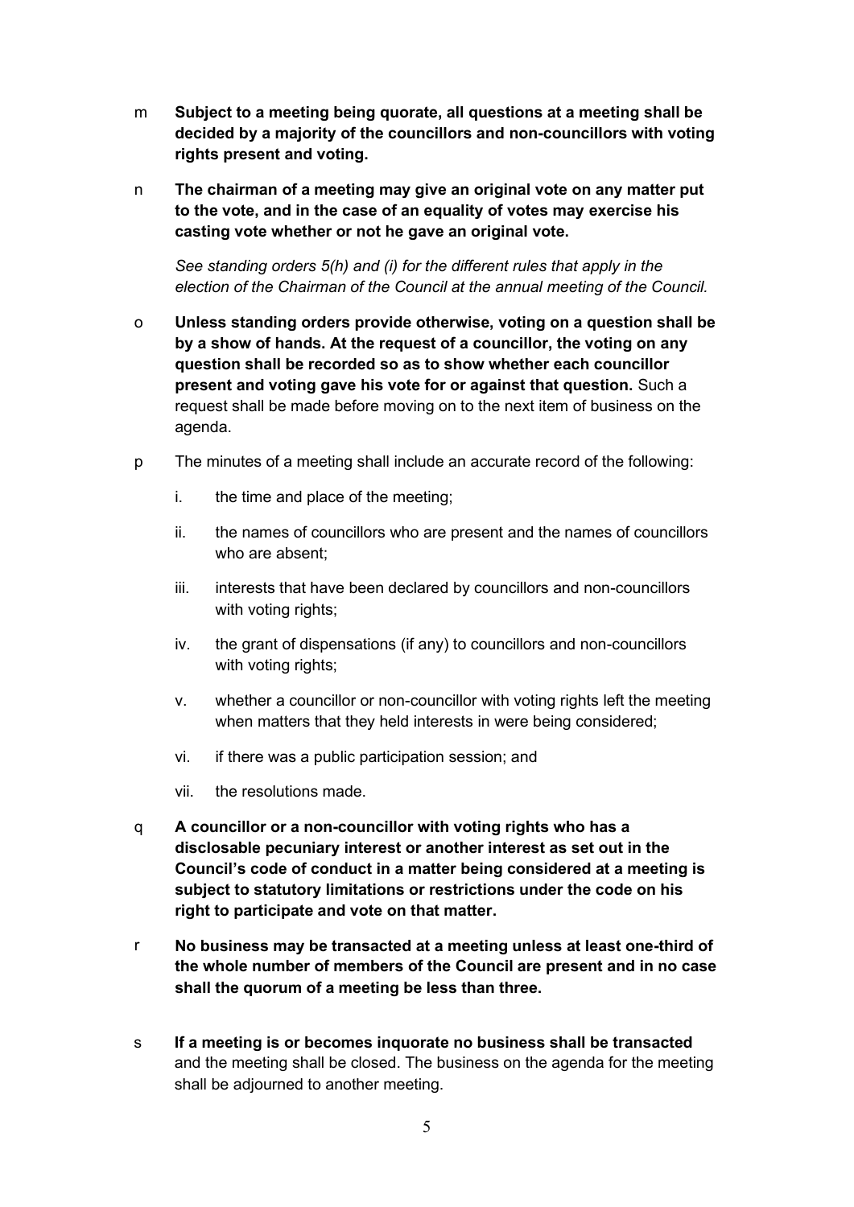m **Subject to a meeting being quorate, all questions at a meeting shall be decided by a majority of the councillors and non-councillors with voting rights present and voting.**

n **The chairman of a meeting may give an original vote on any matter put to the vote, and in the case of an equality of votes may exercise his casting vote whether or not he gave an original vote.**

*See standing orders 5(h) and (i) for the different rules that apply in the election of the Chairman of the Council at the annual meeting of the Council.*

o **Unless standing orders provide otherwise, voting on a question shall be by a show of hands. At the request of a councillor, the voting on any question shall be recorded so as to show whether each councillor present and voting gave his vote for or against that question.** Such a request shall be made before moving on to the next item of business on the agenda.

p The minutes of a meeting shall include an accurate record of the following:

i. the time and place of the meeting;

ii. the names of councillors who are present and the names of councillors who are absent;

iii. interests that have been declared by councillors and non-councillors with voting rights;

iv. the grant of dispensations (if any) to councillors and non-councillors with voting rights;

v. whether a councillor or non-councillor with voting rights left the meeting when matters that they held interests in were being considered;

vi. if there was a public participation session; and

vii. the resolutions made.

q **A councillor or a non-councillor with voting rights who has a disclosable pecuniary interest or another interest as set out in the Council's code of conduct in a matter being considered at a meeting is subject to statutory limitations or restrictions under the code on his right to participate and vote on that matter.**

r **No business may be transacted at a meeting unless at least one-third of the whole number of members of the Council are present and in no case shall the quorum of a meeting be less than three.**

s **If a meeting is or becomes inquorate no business shall be transacted** and the meeting shall be closed. The business on the agenda for the meeting shall be adjourned to another meeting.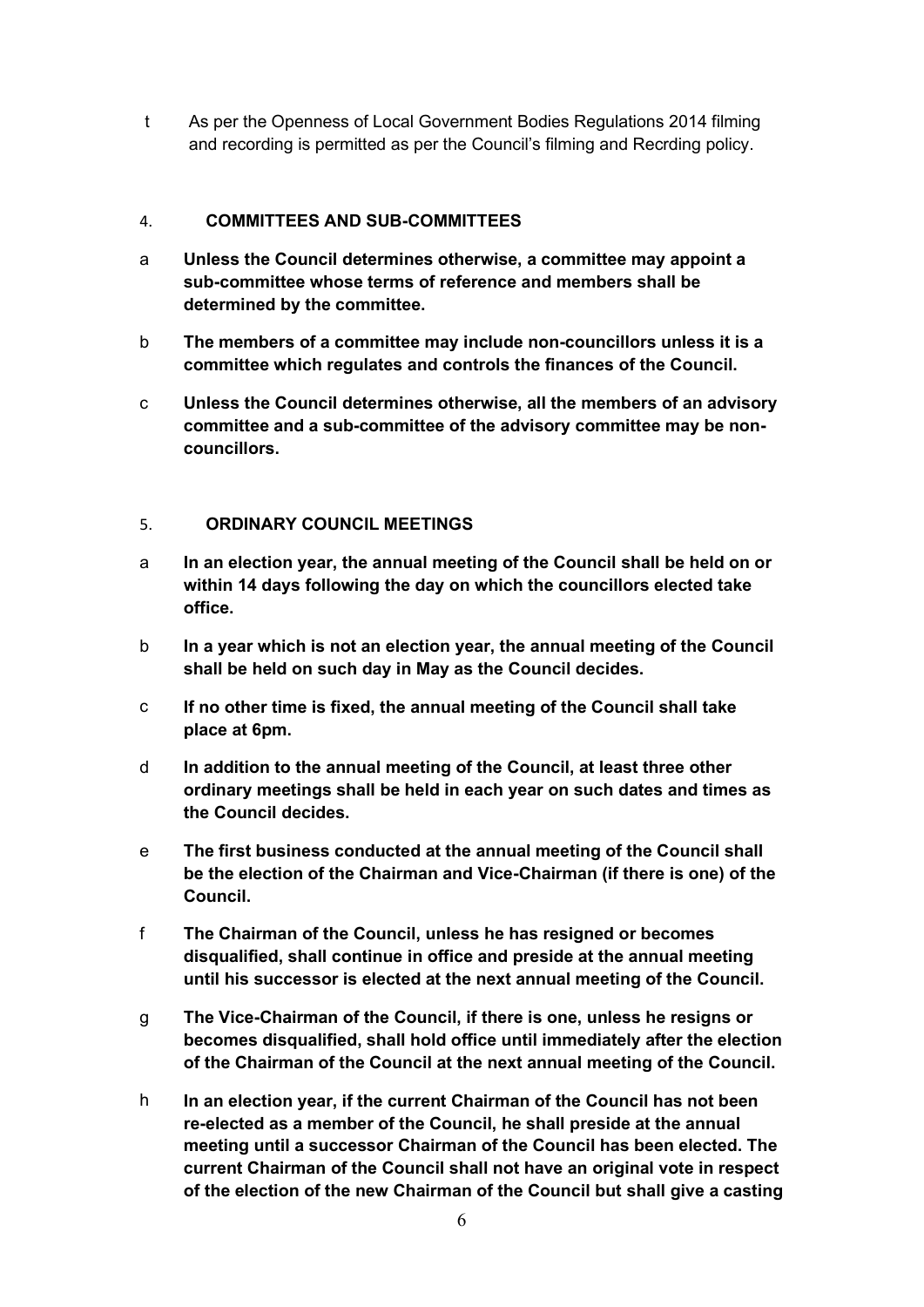t As per the Openness of Local Government Bodies Regulations 2014 filming and recording is permitted as per the Council's filming and Recrding policy.

## 4. COMMITTEES AND SUB-COMMITTEES

a **Unless the Council determines otherwise, a committee may appoint a sub-committee whose terms of reference and members shall be determined by the committee.**

b **The members of a committee may include non-councillors unless it is a committee which regulates and controls the finances of the Council.**

c **Unless the Council determines otherwise, all the members of an advisory committee and a sub-committee of the advisory committee may be non-councillors.**

## 5. ORDINARY COUNCIL MEETINGS

a **In an election year, the annual meeting of the Council shall be held on or within 14 days following the day on which the councillors elected take office.**

b **In a year which is not an election year, the annual meeting of the Council shall be held on such day in May as the Council decides.**

c **If no other time is fixed, the annual meeting of the Council shall take place at 6pm.**

d **In addition to the annual meeting of the Council, at least three other ordinary meetings shall be held in each year on such dates and times as the Council decides.**

e **The first business conducted at the annual meeting of the Council shall be the election of the Chairman and Vice-Chairman (if there is one) of the Council.**

f **The Chairman of the Council, unless he has resigned or becomes disqualified, shall continue in office and preside at the annual meeting until his successor is elected at the next annual meeting of the Council.**

g **The Vice-Chairman of the Council, if there is one, unless he resigns or becomes disqualified, shall hold office until immediately after the election of the Chairman of the Council at the next annual meeting of the Council.**

h **In an election year, if the current Chairman of the Council has not been re-elected as a member of the Council, he shall preside at the annual meeting until a successor Chairman of the Council has been elected. The current Chairman of the Council shall not have an original vote in respect of the election of the new Chairman of the Council but shall give a casting**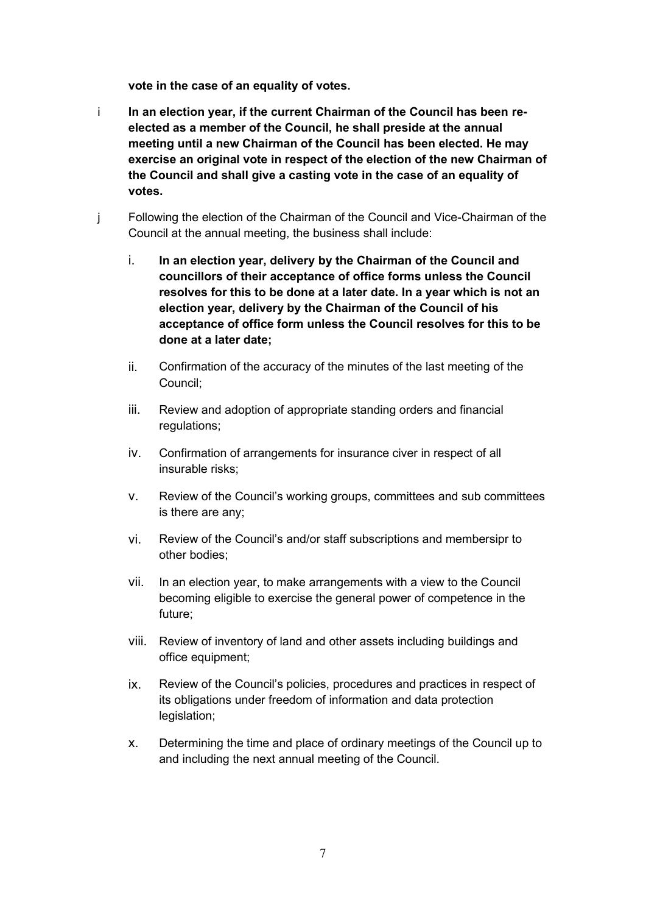**vote in the case of an equality of votes.**

i **In an election year, if the current Chairman of the Council has been re-elected as a member of the Council, he shall preside at the annual meeting until a new Chairman of the Council has been elected. He may exercise an original vote in respect of the election of the new Chairman of the Council and shall give a casting vote in the case of an equality of votes.**

j Following the election of the Chairman of the Council and Vice-Chairman of the Council at the annual meeting, the business shall include:

i. **In an election year, delivery by the Chairman of the Council and councillors of their acceptance of office forms unless the Council resolves for this to be done at a later date. In a year which is not an election year, delivery by the Chairman of the Council of his acceptance of office form unless the Council resolves for this to be done at a later date;**

ii. Confirmation of the accuracy of the minutes of the last meeting of the Council;

iii. Review and adoption of appropriate standing orders and financial regulations;

iv. Confirmation of arrangements for insurance civer in respect of all insurable risks;

v. Review of the Council's working groups, committees and sub committees is there are any;

vi. Review of the Council's and/or staff subscriptions and membersipr to other bodies;

vii. In an election year, to make arrangements with a view to the Council becoming eligible to exercise the general power of competence in the future;

viii. Review of inventory of land and other assets including buildings and office equipment;

ix. Review of the Council's policies, procedures and practices in respect of its obligations under freedom of information and data protection legislation;

x. Determining the time and place of ordinary meetings of the Council up to and including the next annual meeting of the Council.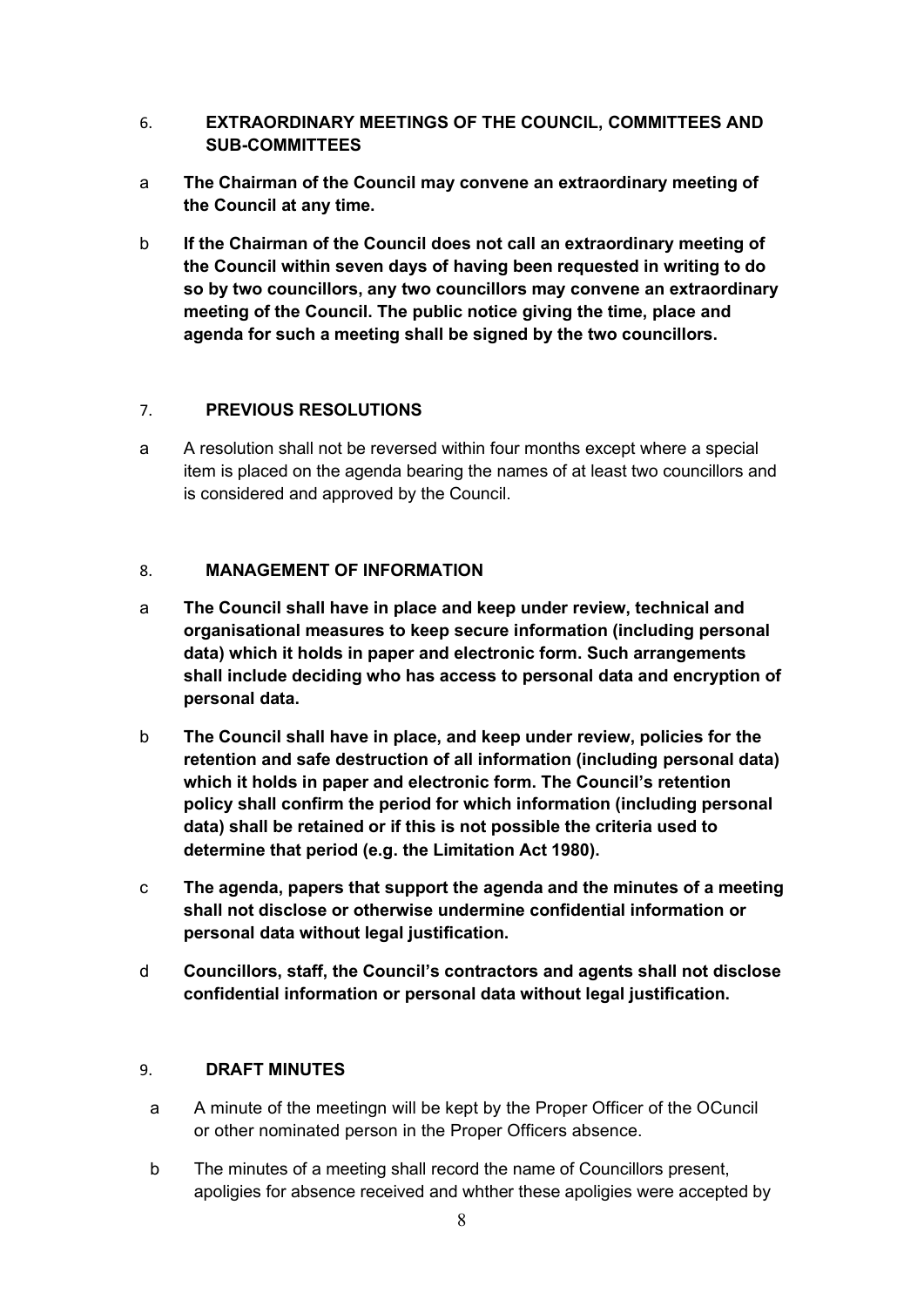## 6. EXTRAORDINARY MEETINGS OF THE COUNCIL, COMMITTEES AND SUB-COMMITTEES

a **The Chairman of the Council may convene an extraordinary meeting of the Council at any time.**

b **If the Chairman of the Council does not call an extraordinary meeting of the Council within seven days of having been requested in writing to do so by two councillors, any two councillors may convene an extraordinary meeting of the Council. The public notice giving the time, place and agenda for such a meeting shall be signed by the two councillors.**

## 7. PREVIOUS RESOLUTIONS

a A resolution shall not be reversed within four months except where a special item is placed on the agenda bearing the names of at least two councillors and is considered and approved by the Council.

## 8. MANAGEMENT OF INFORMATION

a **The Council shall have in place and keep under review, technical and organisational measures to keep secure information (including personal data) which it holds in paper and electronic form. Such arrangements shall include deciding who has access to personal data and encryption of personal data.**

b **The Council shall have in place, and keep under review, policies for the retention and safe destruction of all information (including personal data) which it holds in paper and electronic form. The Council's retention policy shall confirm the period for which information (including personal data) shall be retained or if this is not possible the criteria used to determine that period (e.g. the Limitation Act 1980).**

c **The agenda, papers that support the agenda and the minutes of a meeting shall not disclose or otherwise undermine confidential information or personal data without legal justification.**

d **Councillors, staff, the Council's contractors and agents shall not disclose confidential information or personal data without legal justification.**

## 9. DRAFT MINUTES

a A minute of the meetingn will be kept by the Proper Officer of the OCuncil or other nominated person in the Proper Officers absence.

b The minutes of a meeting shall record the name of Councillors present, apoligies for absence received and whther these apoligies were accepted by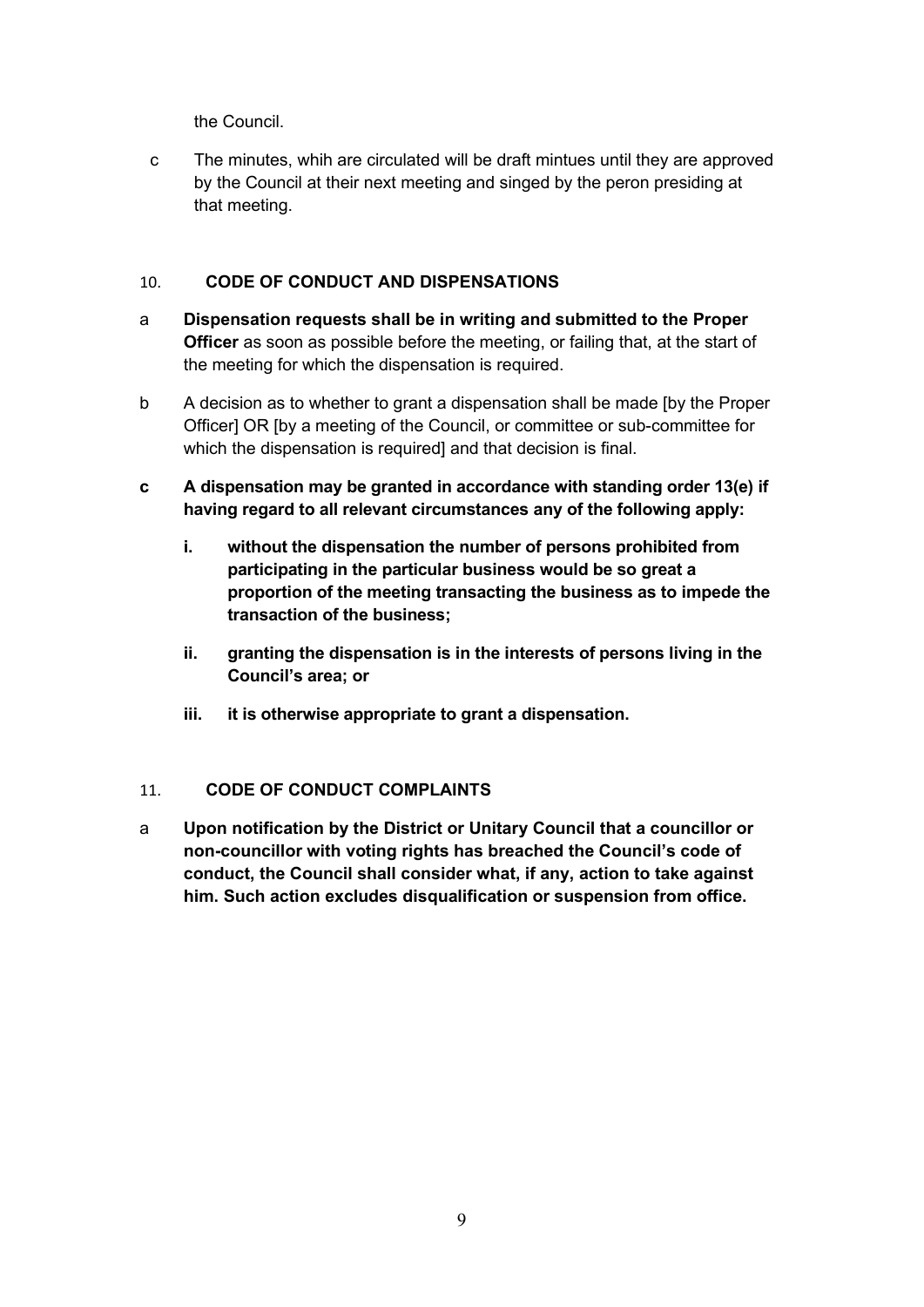the Council.

c The minutes, whih are circulated will be draft mintues until they are approved by the Council at their next meeting and singed by the peron presiding at that meeting.

## 10. CODE OF CONDUCT AND DISPENSATIONS

a **Dispensation requests shall be in writing and submitted to the Proper Officer** as soon as possible before the meeting, or failing that, at the start of the meeting for which the dispensation is required.

b A decision as to whether to grant a dispensation shall be made [by the Proper Officer] OR [by a meeting of the Council, or committee or sub-committee for which the dispensation is required] and that decision is final.

**c A dispensation may be granted in accordance with standing order 13(e) if having regard to all relevant circumstances any of the following apply:**

**i. without the dispensation the number of persons prohibited from participating in the particular business would be so great a proportion of the meeting transacting the business as to impede the transaction of the business;**

**ii. granting the dispensation is in the interests of persons living in the Council's area; or**

**iii. it is otherwise appropriate to grant a dispensation.**

## 11. CODE OF CONDUCT COMPLAINTS

a **Upon notification by the District or Unitary Council that a councillor or non-councillor with voting rights has breached the Council's code of conduct, the Council shall consider what, if any, action to take against him. Such action excludes disqualification or suspension from office.**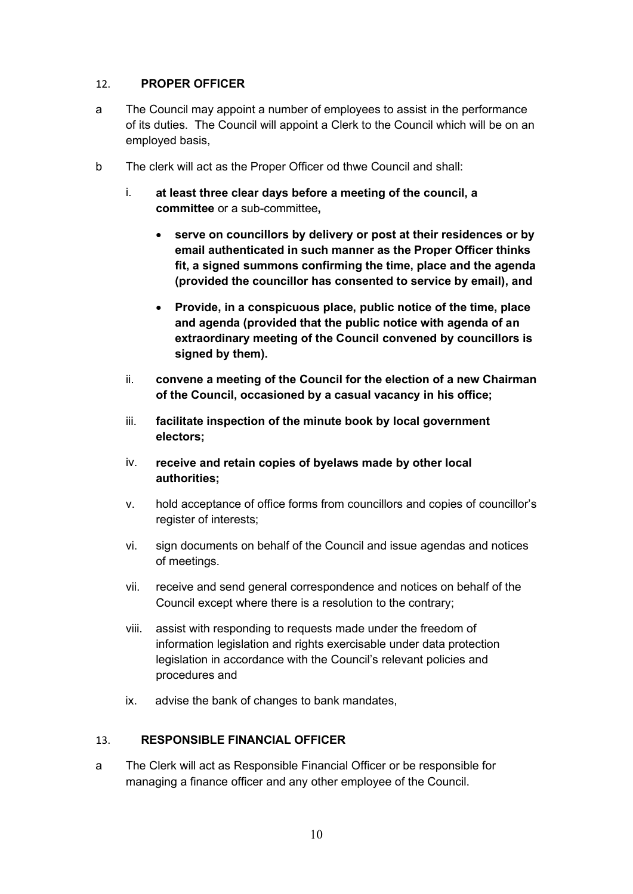## 12. **PROPER OFFICER**

a The Council may appoint a number of employees to assist in the performance of its duties. The Council will appoint a Clerk to the Council which will be on an employed basis,

b The clerk will act as the Proper Officer od thwe Council and shall:

   i. **at least three clear days before a meeting of the council, a committee** or a sub-committee**,**

      - **serve on councillors by delivery or post at their residences or by email authenticated in such manner as the Proper Officer thinks fit, a signed summons confirming the time, place and the agenda (provided the councillor has consented to service by email), and**
      - **Provide, in a conspicuous place, public notice of the time, place and agenda (provided that the public notice with agenda of an extraordinary meeting of the Council convened by councillors is signed by them).**

   ii. **convene a meeting of the Council for the election of a new Chairman of the Council, occasioned by a casual vacancy in his office;**

   iii. **facilitate inspection of the minute book by local government electors;**

   iv. **receive and retain copies of byelaws made by other local authorities;**

   v. hold acceptance of office forms from councillors and copies of councillor's register of interests;

   vi. sign documents on behalf of the Council and issue agendas and notices of meetings.

   vii. receive and send general correspondence and notices on behalf of the Council except where there is a resolution to the contrary;

   viii. assist with responding to requests made under the freedom of information legislation and rights exercisable under data protection legislation in accordance with the Council's relevant policies and procedures and

   ix. advise the bank of changes to bank mandates,

## 13. **RESPONSIBLE FINANCIAL OFFICER**

a The Clerk will act as Responsible Financial Officer or be responsible for managing a finance officer and any other employee of the Council.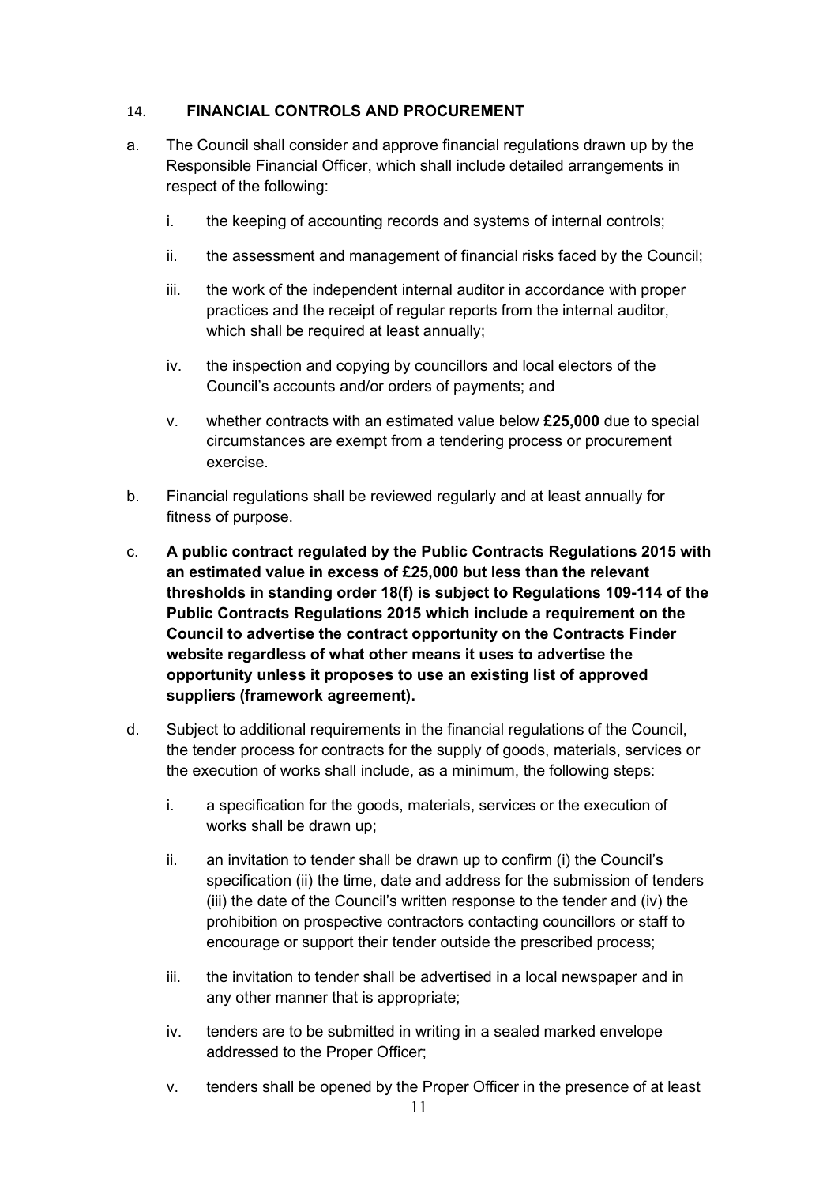## 14. **FINANCIAL CONTROLS AND PROCUREMENT**

a. The Council shall consider and approve financial regulations drawn up by the Responsible Financial Officer, which shall include detailed arrangements in respect of the following:

   i. the keeping of accounting records and systems of internal controls;

   ii. the assessment and management of financial risks faced by the Council;

   iii. the work of the independent internal auditor in accordance with proper practices and the receipt of regular reports from the internal auditor, which shall be required at least annually;

   iv. the inspection and copying by councillors and local electors of the Council's accounts and/or orders of payments; and

   v. whether contracts with an estimated value below **£25,000** due to special circumstances are exempt from a tendering process or procurement exercise.

b. Financial regulations shall be reviewed regularly and at least annually for fitness of purpose.

c. **A public contract regulated by the Public Contracts Regulations 2015 with an estimated value in excess of £25,000 but less than the relevant thresholds in standing order 18(f) is subject to Regulations 109-114 of the Public Contracts Regulations 2015 which include a requirement on the Council to advertise the contract opportunity on the Contracts Finder website regardless of what other means it uses to advertise the opportunity unless it proposes to use an existing list of approved suppliers (framework agreement).**

d. Subject to additional requirements in the financial regulations of the Council, the tender process for contracts for the supply of goods, materials, services or the execution of works shall include, as a minimum, the following steps:

   i. a specification for the goods, materials, services or the execution of works shall be drawn up;

   ii. an invitation to tender shall be drawn up to confirm (i) the Council's specification (ii) the time, date and address for the submission of tenders (iii) the date of the Council's written response to the tender and (iv) the prohibition on prospective contractors contacting councillors or staff to encourage or support their tender outside the prescribed process;

   iii. the invitation to tender shall be advertised in a local newspaper and in any other manner that is appropriate;

   iv. tenders are to be submitted in writing in a sealed marked envelope addressed to the Proper Officer;

   v. tenders shall be opened by the Proper Officer in the presence of at least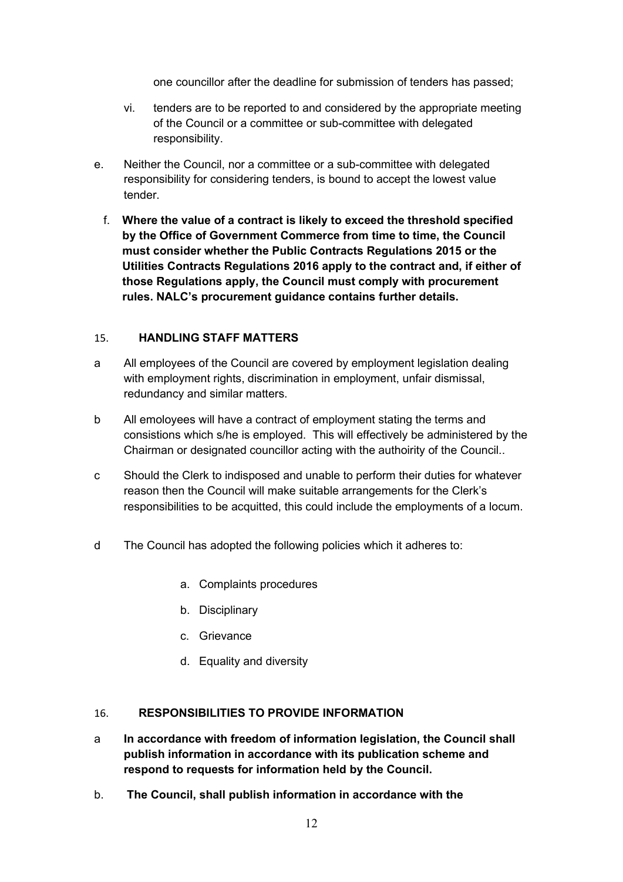one councillor after the deadline for submission of tenders has passed;

vi. tenders are to be reported to and considered by the appropriate meeting of the Council or a committee or sub-committee with delegated responsibility.

e. Neither the Council, nor a committee or a sub-committee with delegated responsibility for considering tenders, is bound to accept the lowest value tender.

f. **Where the value of a contract is likely to exceed the threshold specified by the Office of Government Commerce from time to time, the Council must consider whether the Public Contracts Regulations 2015 or the Utilities Contracts Regulations 2016 apply to the contract and, if either of those Regulations apply, the Council must comply with procurement rules. NALC's procurement guidance contains further details.**

## 15. HANDLING STAFF MATTERS

a All employees of the Council are covered by employment legislation dealing with employment rights, discrimination in employment, unfair dismissal, redundancy and similar matters.

b All emoloyees will have a contract of employment stating the terms and consistions which s/he is employed. This will effectively be administered by the Chairman or designated councillor acting with the authoirity of the Council..

c Should the Clerk to indisposed and unable to perform their duties for whatever reason then the Council will make suitable arrangements for the Clerk's responsibilities to be acquitted, this could include the employments of a locum.

d The Council has adopted the following policies which it adheres to:

a. Complaints procedures

b. Disciplinary

c. Grievance

d. Equality and diversity

## 16. RESPONSIBILITIES TO PROVIDE INFORMATION

a **In accordance with freedom of information legislation, the Council shall publish information in accordance with its publication scheme and respond to requests for information held by the Council.**

b. **The Council, shall publish information in accordance with the**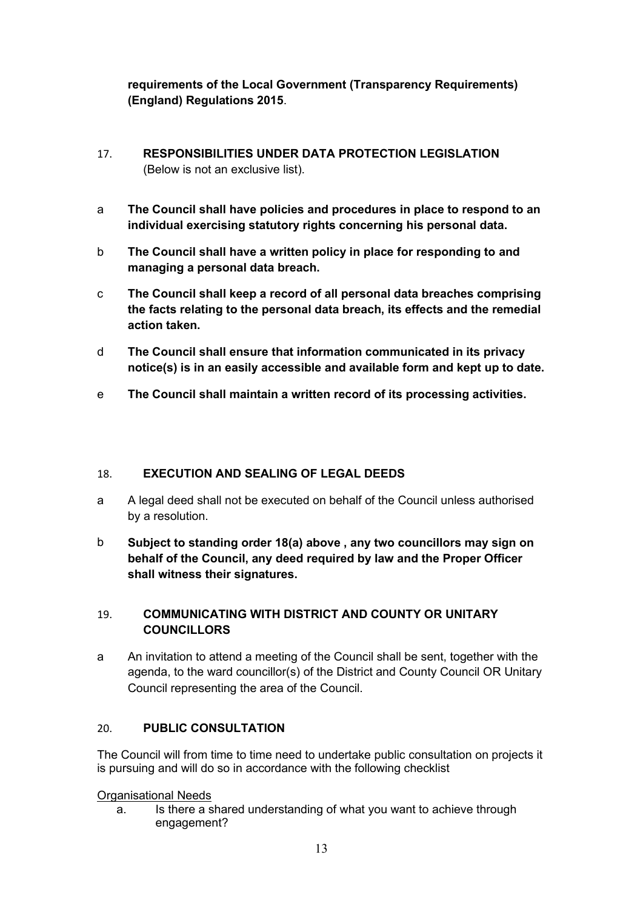**requirements of the Local Government (Transparency Requirements) (England) Regulations 2015**.

17. **RESPONSIBILITIES UNDER DATA PROTECTION LEGISLATION**
(Below is not an exclusive list).

a **The Council shall have policies and procedures in place to respond to an individual exercising statutory rights concerning his personal data.**

b **The Council shall have a written policy in place for responding to and managing a personal data breach.**

c **The Council shall keep a record of all personal data breaches comprising the facts relating to the personal data breach, its effects and the remedial action taken.**

d **The Council shall ensure that information communicated in its privacy notice(s) is in an easily accessible and available form and kept up to date.**

e **The Council shall maintain a written record of its processing activities.**

18. **EXECUTION AND SEALING OF LEGAL DEEDS**

a A legal deed shall not be executed on behalf of the Council unless authorised by a resolution.

b **Subject to standing order 18(a) above , any two councillors may sign on behalf of the Council, any deed required by law and the Proper Officer shall witness their signatures.**

19. **COMMUNICATING WITH DISTRICT AND COUNTY OR UNITARY COUNCILLORS**

a An invitation to attend a meeting of the Council shall be sent, together with the agenda, to the ward councillor(s) of the District and County Council OR Unitary Council representing the area of the Council.

20. **PUBLIC CONSULTATION**

The Council will from time to time need to undertake public consultation on projects it is pursuing and will do so in accordance with the following checklist

Organisational Needs

a. Is there a shared understanding of what you want to achieve through engagement?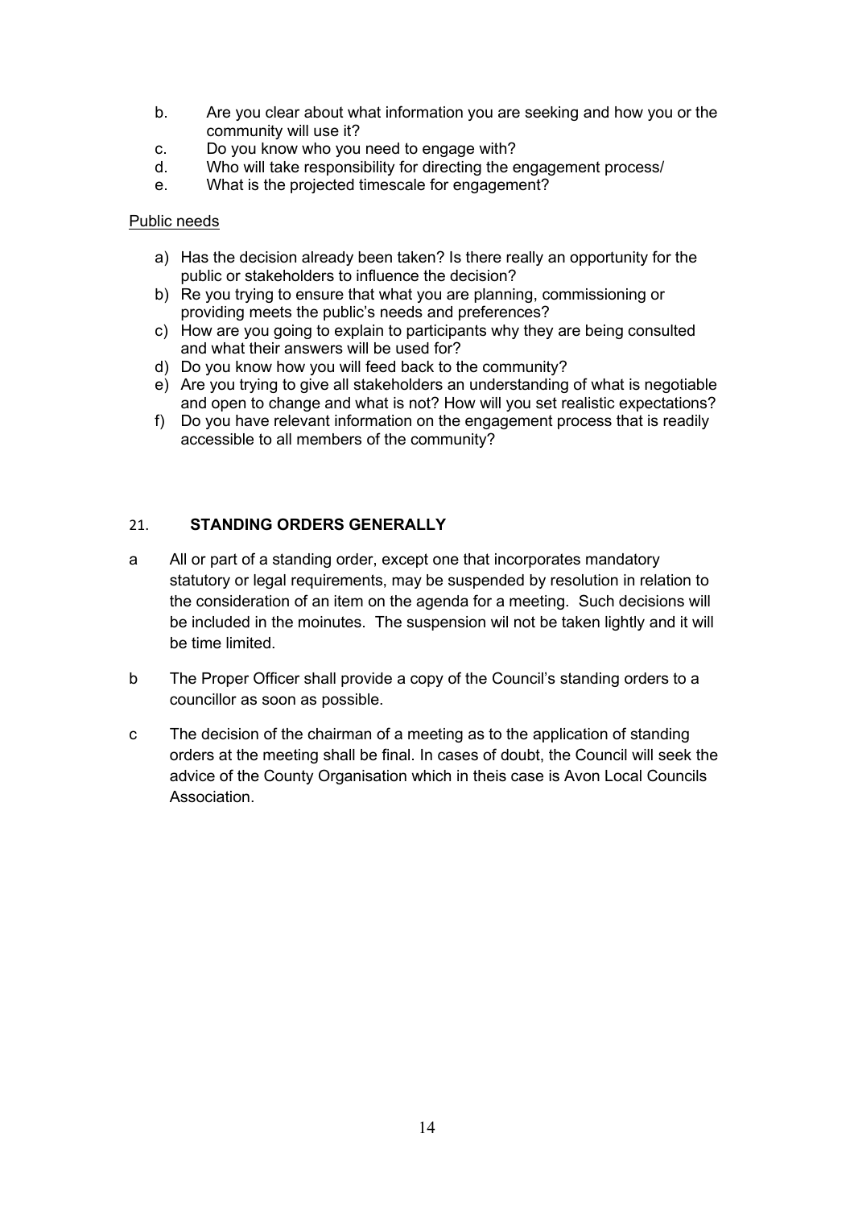b. Are you clear about what information you are seeking and how you or the community will use it?
c. Do you know who you need to engage with?
d. Who will take responsibility for directing the engagement process/
e. What is the projected timescale for engagement?

<u>Public needs</u>

a) Has the decision already been taken? Is there really an opportunity for the public or stakeholders to influence the decision?
b) Re you trying to ensure that what you are planning, commissioning or providing meets the public's needs and preferences?
c) How are you going to explain to participants why they are being consulted and what their answers will be used for?
d) Do you know how you will feed back to the community?
e) Are you trying to give all stakeholders an understanding of what is negotiable and open to change and what is not? How will you set realistic expectations?
f) Do you have relevant information on the engagement process that is readily accessible to all members of the community?

## 21. STANDING ORDERS GENERALLY

a All or part of a standing order, except one that incorporates mandatory statutory or legal requirements, may be suspended by resolution in relation to the consideration of an item on the agenda for a meeting. Such decisions will be included in the moinutes. The suspension wil not be taken lightly and it will be time limited.

b The Proper Officer shall provide a copy of the Council's standing orders to a councillor as soon as possible.

c The decision of the chairman of a meeting as to the application of standing orders at the meeting shall be final. In cases of doubt, the Council will seek the advice of the County Organisation which in theis case is Avon Local Councils Association.